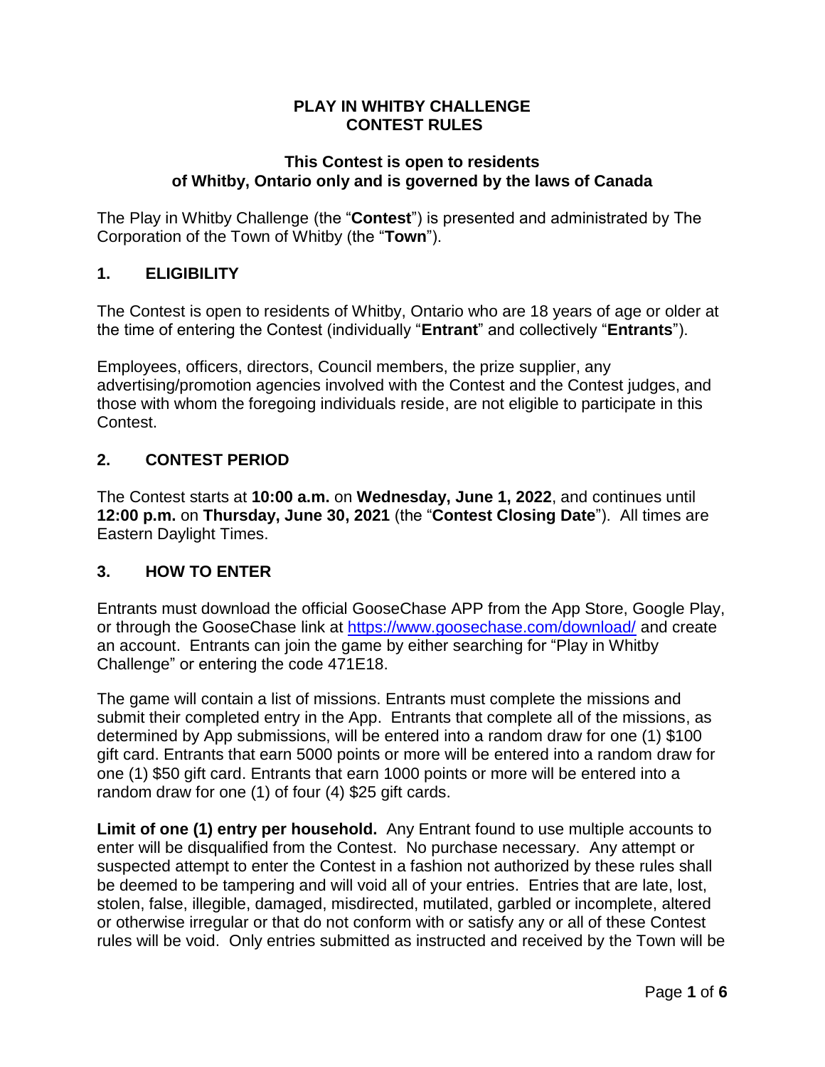# PLAY IN WHITBY CHALLENGE
# CONTEST RULES

### This Contest is open to residents of Whitby, Ontario only and is governed by the laws of Canada

The Play in Whitby Challenge (the "**Contest**") is presented and administrated by The Corporation of the Town of Whitby (the "**Town**").

## 1. ELIGIBILITY

The Contest is open to residents of Whitby, Ontario who are 18 years of age or older at the time of entering the Contest (individually "**Entrant**" and collectively "**Entrants**").

Employees, officers, directors, Council members, the prize supplier, any advertising/promotion agencies involved with the Contest and the Contest judges, and those with whom the foregoing individuals reside, are not eligible to participate in this Contest.

## 2. CONTEST PERIOD

The Contest starts at **10:00 a.m.** on **Wednesday, June 1, 2022**, and continues until **12:00 p.m.** on **Thursday, June 30, 2021** (the "**Contest Closing Date**"). All times are Eastern Daylight Times.

## 3. HOW TO ENTER

Entrants must download the official GooseChase APP from the App Store, Google Play, or through the GooseChase link at https://www.goosechase.com/download/ and create an account. Entrants can join the game by either searching for "Play in Whitby Challenge" or entering the code 471E18.

The game will contain a list of missions. Entrants must complete the missions and submit their completed entry in the App. Entrants that complete all of the missions, as determined by App submissions, will be entered into a random draw for one (1) $100 gift card. Entrants that earn 5000 points or more will be entered into a random draw for one (1) $50 gift card. Entrants that earn 1000 points or more will be entered into a random draw for one (1) of four (4) $25 gift cards.

**Limit of one (1) entry per household.** Any Entrant found to use multiple accounts to enter will be disqualified from the Contest. No purchase necessary. Any attempt or suspected attempt to enter the Contest in a fashion not authorized by these rules shall be deemed to be tampering and will void all of your entries. Entries that are late, lost, stolen, false, illegible, damaged, misdirected, mutilated, garbled or incomplete, altered or otherwise irregular or that do not conform with or satisfy any or all of these Contest rules will be void. Only entries submitted as instructed and received by the Town will be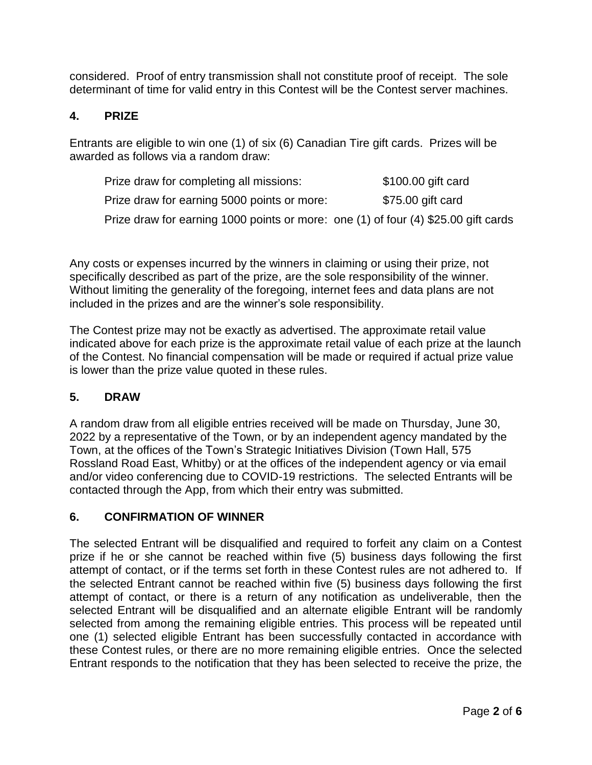considered. Proof of entry transmission shall not constitute proof of receipt. The sole determinant of time for valid entry in this Contest will be the Contest server machines.

## 4. PRIZE

Entrants are eligible to win one (1) of six (6) Canadian Tire gift cards. Prizes will be awarded as follows via a random draw:

Prize draw for completing all missions: $100.00 gift card

Prize draw for earning 5000 points or more: $75.00 gift card

Prize draw for earning 1000 points or more: one (1) of four (4) $25.00 gift cards

Any costs or expenses incurred by the winners in claiming or using their prize, not specifically described as part of the prize, are the sole responsibility of the winner. Without limiting the generality of the foregoing, internet fees and data plans are not included in the prizes and are the winner's sole responsibility.

The Contest prize may not be exactly as advertised. The approximate retail value indicated above for each prize is the approximate retail value of each prize at the launch of the Contest. No financial compensation will be made or required if actual prize value is lower than the prize value quoted in these rules.

## 5. DRAW

A random draw from all eligible entries received will be made on Thursday, June 30, 2022 by a representative of the Town, or by an independent agency mandated by the Town, at the offices of the Town's Strategic Initiatives Division (Town Hall, 575 Rossland Road East, Whitby) or at the offices of the independent agency or via email and/or video conferencing due to COVID-19 restrictions. The selected Entrants will be contacted through the App, from which their entry was submitted.

## 6. CONFIRMATION OF WINNER

The selected Entrant will be disqualified and required to forfeit any claim on a Contest prize if he or she cannot be reached within five (5) business days following the first attempt of contact, or if the terms set forth in these Contest rules are not adhered to. If the selected Entrant cannot be reached within five (5) business days following the first attempt of contact, or there is a return of any notification as undeliverable, then the selected Entrant will be disqualified and an alternate eligible Entrant will be randomly selected from among the remaining eligible entries. This process will be repeated until one (1) selected eligible Entrant has been successfully contacted in accordance with these Contest rules, or there are no more remaining eligible entries. Once the selected Entrant responds to the notification that they has been selected to receive the prize, the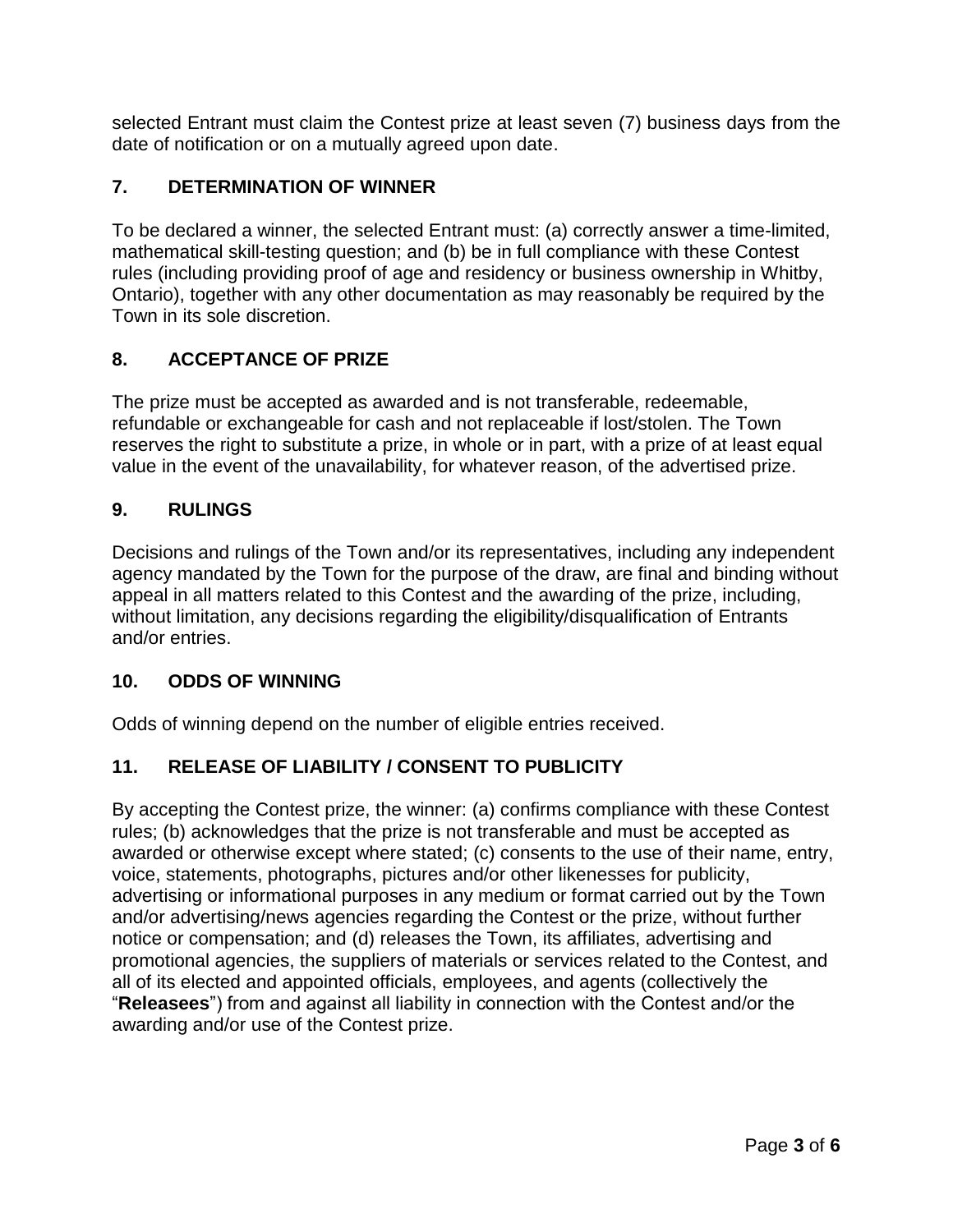selected Entrant must claim the Contest prize at least seven (7) business days from the date of notification or on a mutually agreed upon date.

## 7. DETERMINATION OF WINNER

To be declared a winner, the selected Entrant must: (a) correctly answer a time-limited, mathematical skill-testing question; and (b) be in full compliance with these Contest rules (including providing proof of age and residency or business ownership in Whitby, Ontario), together with any other documentation as may reasonably be required by the Town in its sole discretion.

## 8. ACCEPTANCE OF PRIZE

The prize must be accepted as awarded and is not transferable, redeemable, refundable or exchangeable for cash and not replaceable if lost/stolen. The Town reserves the right to substitute a prize, in whole or in part, with a prize of at least equal value in the event of the unavailability, for whatever reason, of the advertised prize.

## 9. RULINGS

Decisions and rulings of the Town and/or its representatives, including any independent agency mandated by the Town for the purpose of the draw, are final and binding without appeal in all matters related to this Contest and the awarding of the prize, including, without limitation, any decisions regarding the eligibility/disqualification of Entrants and/or entries.

## 10. ODDS OF WINNING

Odds of winning depend on the number of eligible entries received.

## 11. RELEASE OF LIABILITY / CONSENT TO PUBLICITY

By accepting the Contest prize, the winner: (a) confirms compliance with these Contest rules; (b) acknowledges that the prize is not transferable and must be accepted as awarded or otherwise except where stated; (c) consents to the use of their name, entry, voice, statements, photographs, pictures and/or other likenesses for publicity, advertising or informational purposes in any medium or format carried out by the Town and/or advertising/news agencies regarding the Contest or the prize, without further notice or compensation; and (d) releases the Town, its affiliates, advertising and promotional agencies, the suppliers of materials or services related to the Contest, and all of its elected and appointed officials, employees, and agents (collectively the "**Releasees**") from and against all liability in connection with the Contest and/or the awarding and/or use of the Contest prize.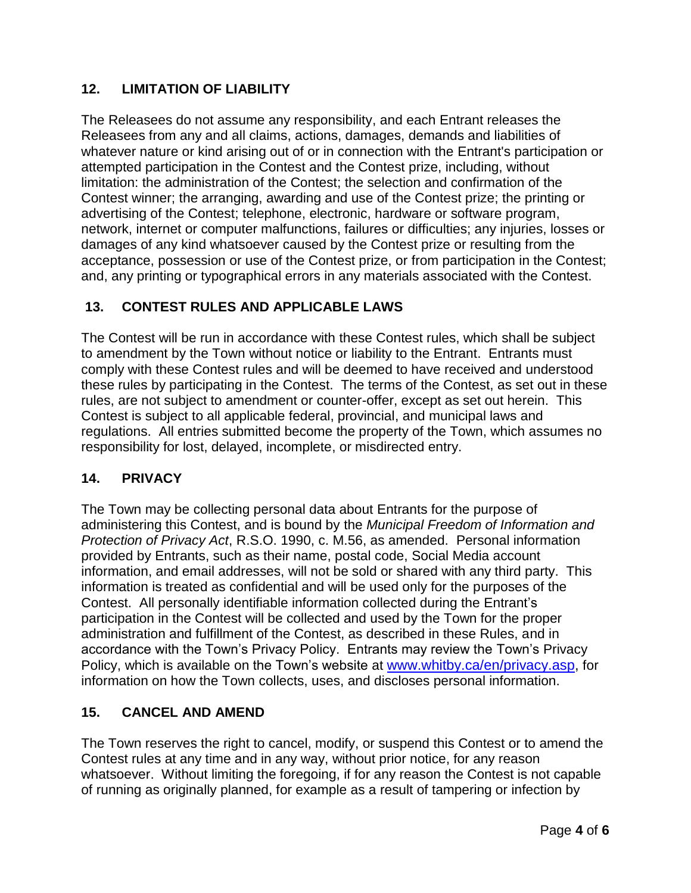## 12. LIMITATION OF LIABILITY

The Releasees do not assume any responsibility, and each Entrant releases the Releasees from any and all claims, actions, damages, demands and liabilities of whatever nature or kind arising out of or in connection with the Entrant's participation or attempted participation in the Contest and the Contest prize, including, without limitation: the administration of the Contest; the selection and confirmation of the Contest winner; the arranging, awarding and use of the Contest prize; the printing or advertising of the Contest; telephone, electronic, hardware or software program, network, internet or computer malfunctions, failures or difficulties; any injuries, losses or damages of any kind whatsoever caused by the Contest prize or resulting from the acceptance, possession or use of the Contest prize, or from participation in the Contest; and, any printing or typographical errors in any materials associated with the Contest.

## 13. CONTEST RULES AND APPLICABLE LAWS

The Contest will be run in accordance with these Contest rules, which shall be subject to amendment by the Town without notice or liability to the Entrant. Entrants must comply with these Contest rules and will be deemed to have received and understood these rules by participating in the Contest. The terms of the Contest, as set out in these rules, are not subject to amendment or counter-offer, except as set out herein. This Contest is subject to all applicable federal, provincial, and municipal laws and regulations. All entries submitted become the property of the Town, which assumes no responsibility for lost, delayed, incomplete, or misdirected entry.

## 14. PRIVACY

The Town may be collecting personal data about Entrants for the purpose of administering this Contest, and is bound by the *Municipal Freedom of Information and Protection of Privacy Act*, R.S.O. 1990, c. M.56, as amended. Personal information provided by Entrants, such as their name, postal code, Social Media account information, and email addresses, will not be sold or shared with any third party. This information is treated as confidential and will be used only for the purposes of the Contest. All personally identifiable information collected during the Entrant's participation in the Contest will be collected and used by the Town for the proper administration and fulfillment of the Contest, as described in these Rules, and in accordance with the Town's Privacy Policy. Entrants may review the Town's Privacy Policy, which is available on the Town's website at [www.whitby.ca/en/privacy.asp](www.whitby.ca/en/privacy.asp), for information on how the Town collects, uses, and discloses personal information.

## 15. CANCEL AND AMEND

The Town reserves the right to cancel, modify, or suspend this Contest or to amend the Contest rules at any time and in any way, without prior notice, for any reason whatsoever. Without limiting the foregoing, if for any reason the Contest is not capable of running as originally planned, for example as a result of tampering or infection by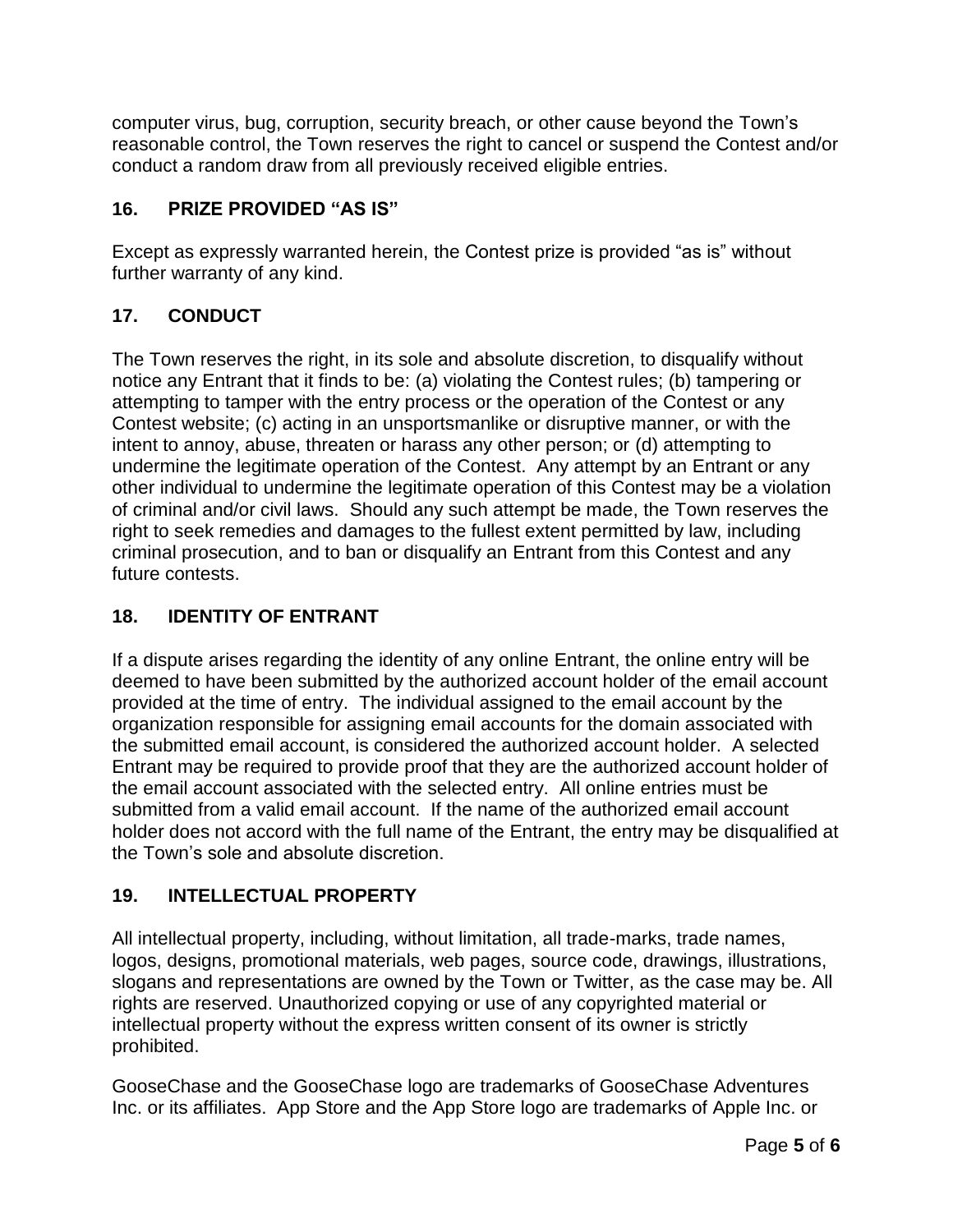computer virus, bug, corruption, security breach, or other cause beyond the Town's reasonable control, the Town reserves the right to cancel or suspend the Contest and/or conduct a random draw from all previously received eligible entries.

## 16. PRIZE PROVIDED "AS IS"

Except as expressly warranted herein, the Contest prize is provided "as is" without further warranty of any kind.

## 17. CONDUCT

The Town reserves the right, in its sole and absolute discretion, to disqualify without notice any Entrant that it finds to be: (a) violating the Contest rules; (b) tampering or attempting to tamper with the entry process or the operation of the Contest or any Contest website; (c) acting in an unsportsmanlike or disruptive manner, or with the intent to annoy, abuse, threaten or harass any other person; or (d) attempting to undermine the legitimate operation of the Contest. Any attempt by an Entrant or any other individual to undermine the legitimate operation of this Contest may be a violation of criminal and/or civil laws. Should any such attempt be made, the Town reserves the right to seek remedies and damages to the fullest extent permitted by law, including criminal prosecution, and to ban or disqualify an Entrant from this Contest and any future contests.

## 18. IDENTITY OF ENTRANT

If a dispute arises regarding the identity of any online Entrant, the online entry will be deemed to have been submitted by the authorized account holder of the email account provided at the time of entry. The individual assigned to the email account by the organization responsible for assigning email accounts for the domain associated with the submitted email account, is considered the authorized account holder. A selected Entrant may be required to provide proof that they are the authorized account holder of the email account associated with the selected entry. All online entries must be submitted from a valid email account. If the name of the authorized email account holder does not accord with the full name of the Entrant, the entry may be disqualified at the Town's sole and absolute discretion.

## 19. INTELLECTUAL PROPERTY

All intellectual property, including, without limitation, all trade-marks, trade names, logos, designs, promotional materials, web pages, source code, drawings, illustrations, slogans and representations are owned by the Town or Twitter, as the case may be. All rights are reserved. Unauthorized copying or use of any copyrighted material or intellectual property without the express written consent of its owner is strictly prohibited.

GooseChase and the GooseChase logo are trademarks of GooseChase Adventures Inc. or its affiliates. App Store and the App Store logo are trademarks of Apple Inc. or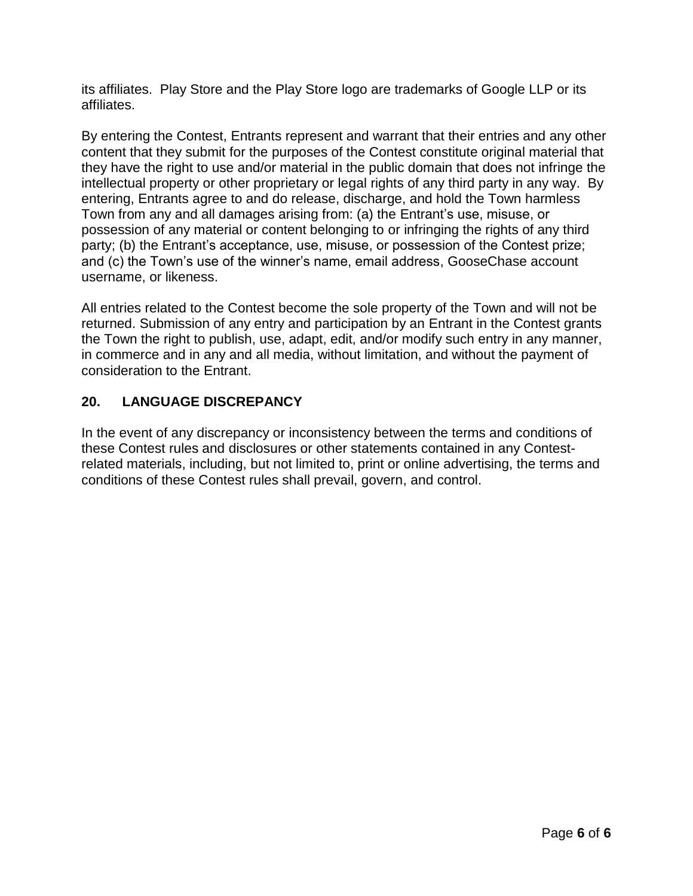its affiliates. Play Store and the Play Store logo are trademarks of Google LLP or its affiliates.

By entering the Contest, Entrants represent and warrant that their entries and any other content that they submit for the purposes of the Contest constitute original material that they have the right to use and/or material in the public domain that does not infringe the intellectual property or other proprietary or legal rights of any third party in any way. By entering, Entrants agree to and do release, discharge, and hold the Town harmless Town from any and all damages arising from: (a) the Entrant's use, misuse, or possession of any material or content belonging to or infringing the rights of any third party; (b) the Entrant's acceptance, use, misuse, or possession of the Contest prize; and (c) the Town's use of the winner's name, email address, GooseChase account username, or likeness.

All entries related to the Contest become the sole property of the Town and will not be returned. Submission of any entry and participation by an Entrant in the Contest grants the Town the right to publish, use, adapt, edit, and/or modify such entry in any manner, in commerce and in any and all media, without limitation, and without the payment of consideration to the Entrant.

## 20. LANGUAGE DISCREPANCY

In the event of any discrepancy or inconsistency between the terms and conditions of these Contest rules and disclosures or other statements contained in any Contest-related materials, including, but not limited to, print or online advertising, the terms and conditions of these Contest rules shall prevail, govern, and control.